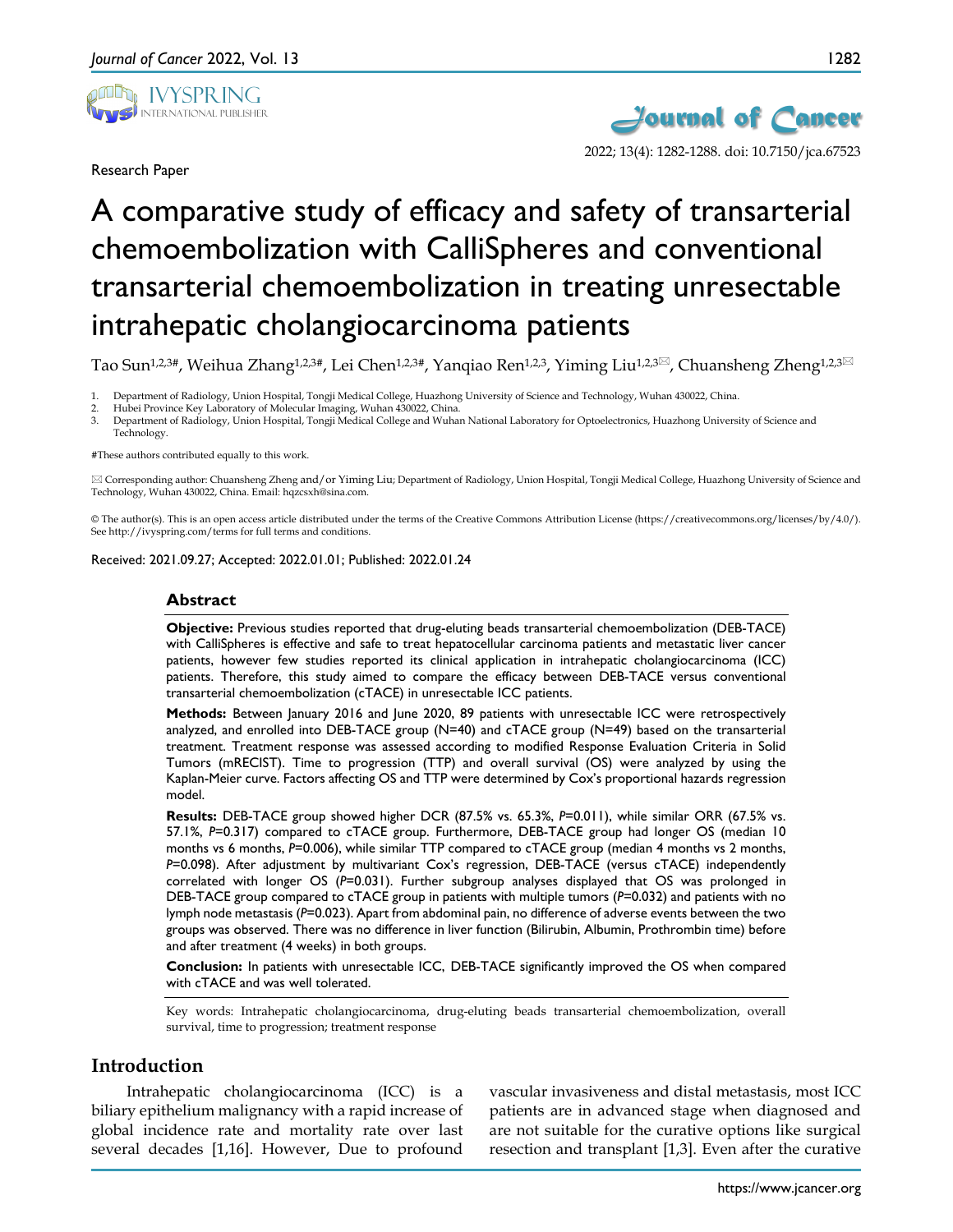Research Paper

# A comparative study of efficacy and safety of transarterial chemoembolization with CalliSpheres and conventional transarterial chemoembolization in treating unresectable intrahepatic cholangiocarcinoma patients

Tao Sun[1,2,3#], Weihua Zhang[1,2,3#], Lei Chen[1,2,3#], Yanqiao Ren[1,2,3], Yiming Liu[1,2,3]✉, Chuansheng Zheng[1,2,3]✉

1. Department of Radiology, Union Hospital, Tongji Medical College, Huazhong University of Science and Technology, Wuhan 430022, China.
2. Hubei Province Key Laboratory of Molecular Imaging, Wuhan 430022, China.
3. Department of Radiology, Union Hospital, Tongji Medical College and Wuhan National Laboratory for Optoelectronics, Huazhong University of Science and Technology.

#These authors contributed equally to this work.

✉ Corresponding author: Chuansheng Zheng and/or Yiming Liu; Department of Radiology, Union Hospital, Tongji Medical College, Huazhong University of Science and Technology, Wuhan 430022, China. Email: hqzcsxh@sina.com.

© The author(s). This is an open access article distributed under the terms of the Creative Commons Attribution License (https://creativecommons.org/licenses/by/4.0/). See http://ivyspring.com/terms for full terms and conditions.

Received: 2021.09.27; Accepted: 2022.01.01; Published: 2022.01.24

## Abstract

**Objective:** Previous studies reported that drug-eluting beads transarterial chemoembolization (DEB-TACE) with CalliSpheres is effective and safe to treat hepatocellular carcinoma patients and metastatic liver cancer patients, however few studies reported its clinical application in intrahepatic cholangiocarcinoma (ICC) patients. Therefore, this study aimed to compare the efficacy between DEB-TACE versus conventional transarterial chemoembolization (cTACE) in unresectable ICC patients.

**Methods:** Between January 2016 and June 2020, 89 patients with unresectable ICC were retrospectively analyzed, and enrolled into DEB-TACE group (N=40) and cTACE group (N=49) based on the transarterial treatment. Treatment response was assessed according to modified Response Evaluation Criteria in Solid Tumors (mRECIST). Time to progression (TTP) and overall survival (OS) were analyzed by using the Kaplan-Meier curve. Factors affecting OS and TTP were determined by Cox's proportional hazards regression model.

**Results:** DEB-TACE group showed higher DCR (87.5% vs. 65.3%, *P*=0.011), while similar ORR (67.5% vs. 57.1%, *P*=0.317) compared to cTACE group. Furthermore, DEB-TACE group had longer OS (median 10 months vs 6 months, *P*=0.006), while similar TTP compared to cTACE group (median 4 months vs 2 months, *P*=0.098). After adjustment by multivariant Cox's regression, DEB-TACE (versus cTACE) independently correlated with longer OS (*P*=0.031). Further subgroup analyses displayed that OS was prolonged in DEB-TACE group compared to cTACE group in patients with multiple tumors (*P*=0.032) and patients with no lymph node metastasis (*P*=0.023). Apart from abdominal pain, no difference of adverse events between the two groups was observed. There was no difference in liver function (Bilirubin, Albumin, Prothrombin time) before and after treatment (4 weeks) in both groups.

**Conclusion:** In patients with unresectable ICC, DEB-TACE significantly improved the OS when compared with cTACE and was well tolerated.

Key words: Intrahepatic cholangiocarcinoma, drug-eluting beads transarterial chemoembolization, overall survival, time to progression; treatment response

## Introduction

Intrahepatic cholangiocarcinoma (ICC) is a biliary epithelium malignancy with a rapid increase of global incidence rate and mortality rate over last several decades [1,16]. However, Due to profound vascular invasiveness and distal metastasis, most ICC patients are in advanced stage when diagnosed and are not suitable for the curative options like surgical resection and transplant [1,3]. Even after the curative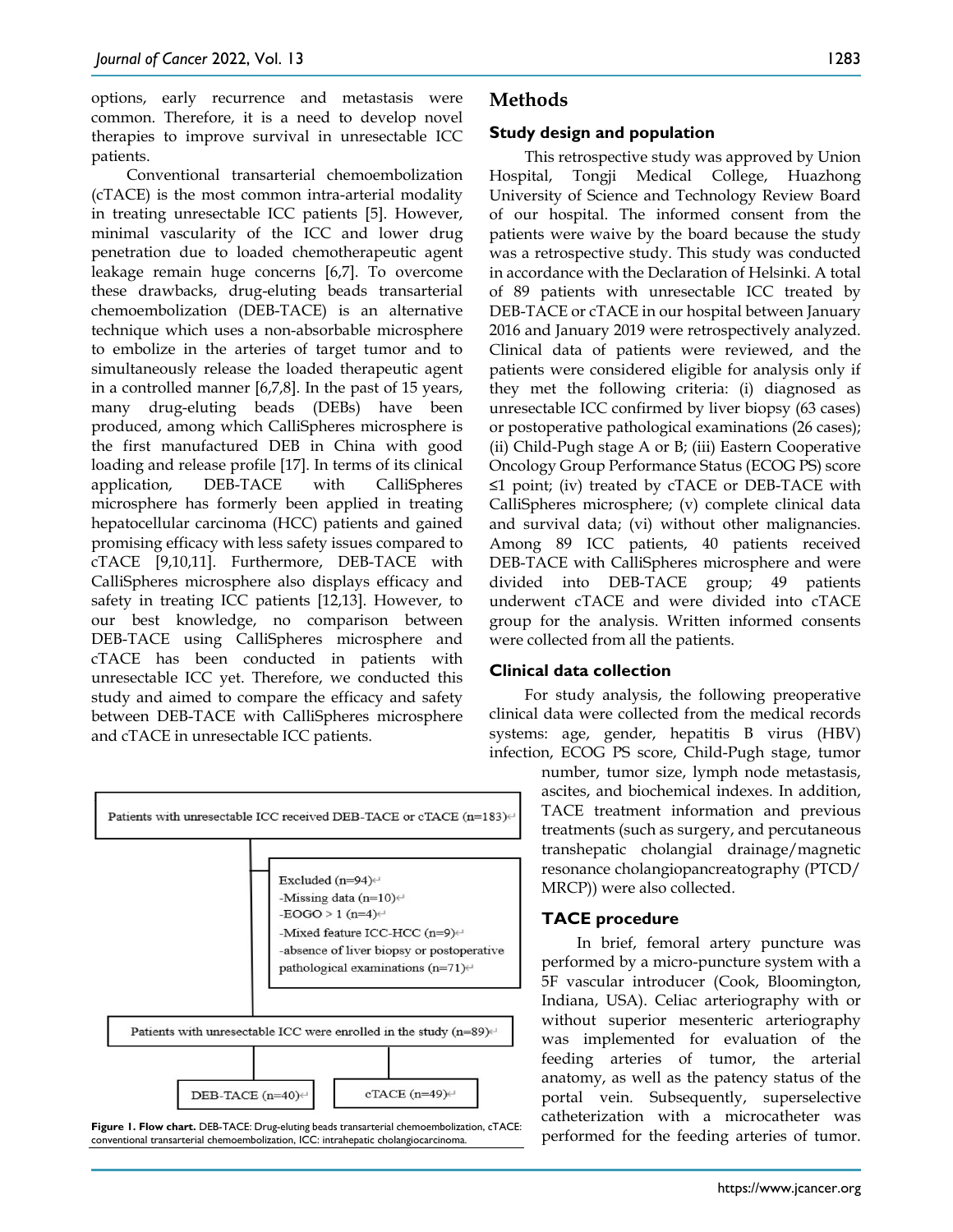options, early recurrence and metastasis were common. Therefore, it is a need to develop novel therapies to improve survival in unresectable ICC patients.

Conventional transarterial chemoembolization (cTACE) is the most common intra-arterial modality in treating unresectable ICC patients [5]. However, minimal vascularity of the ICC and lower drug penetration due to loaded chemotherapeutic agent leakage remain huge concerns [6,7]. To overcome these drawbacks, drug-eluting beads transarterial chemoembolization (DEB-TACE) is an alternative technique which uses a non-absorbable microsphere to embolize in the arteries of target tumor and to simultaneously release the loaded therapeutic agent in a controlled manner [6,7,8]. In the past of 15 years, many drug-eluting beads (DEBs) have been produced, among which CalliSpheres microsphere is the first manufactured DEB in China with good loading and release profile [17]. In terms of its clinical application, DEB-TACE with CalliSpheres microsphere has formerly been applied in treating hepatocellular carcinoma (HCC) patients and gained promising efficacy with less safety issues compared to cTACE [9,10,11]. Furthermore, DEB-TACE with CalliSpheres microsphere also displays efficacy and safety in treating ICC patients [12,13]. However, to our best knowledge, no comparison between DEB-TACE using CalliSpheres microsphere and cTACE has been conducted in patients with unresectable ICC yet. Therefore, we conducted this study and aimed to compare the efficacy and safety between DEB-TACE with CalliSpheres microsphere and cTACE in unresectable ICC patients.

Patients with unresectable ICC received DEB-TACE or cTACE (n=183)

Excluded (n=94)
-Missing data (n=10)
-EOGO > 1 (n=4)
-Mixed feature ICC-HCC (n=9)
-absence of liver biopsy or postoperative pathological examinations (n=71)

Patients with unresectable ICC were enrolled in the study (n=89)

DEB-TACE (n=40)

cTACE (n=49)

**Figure 1. Flow chart.** DEB-TACE: Drug-eluting beads transarterial chemoembolization, cTACE: conventional transarterial chemoembolization, ICC: intrahepatic cholangiocarcinoma.

# Methods

## Study design and population

This retrospective study was approved by Union Hospital, Tongji Medical College, Huazhong University of Science and Technology Review Board of our hospital. The informed consent from the patients were waive by the board because the study was a retrospective study. This study was conducted in accordance with the Declaration of Helsinki. A total of 89 patients with unresectable ICC treated by DEB-TACE or cTACE in our hospital between January 2016 and January 2019 were retrospectively analyzed. Clinical data of patients were reviewed, and the patients were considered eligible for analysis only if they met the following criteria: (i) diagnosed as unresectable ICC confirmed by liver biopsy (63 cases) or postoperative pathological examinations (26 cases); (ii) Child-Pugh stage A or B; (iii) Eastern Cooperative Oncology Group Performance Status (ECOG PS) score ≤1 point; (iv) treated by cTACE or DEB-TACE with CalliSpheres microsphere; (v) complete clinical data and survival data; (vi) without other malignancies. Among 89 ICC patients, 40 patients received DEB-TACE with CalliSpheres microsphere and were divided into DEB-TACE group; 49 patients underwent cTACE and were divided into cTACE group for the analysis. Written informed consents were collected from all the patients.

## Clinical data collection

For study analysis, the following preoperative clinical data were collected from the medical records systems: age, gender, hepatitis B virus (HBV) infection, ECOG PS score, Child-Pugh stage, tumor number, tumor size, lymph node metastasis, ascites, and biochemical indexes. In addition, TACE treatment information and previous treatments (such as surgery, and percutaneous transhepatic cholangial drainage/magnetic resonance cholangiopancreatography (PTCD/MRCP)) were also collected.

## TACE procedure

In brief, femoral artery puncture was performed by a micro-puncture system with a 5F vascular introducer (Cook, Bloomington, Indiana, USA). Celiac arteriography with or without superior mesenteric arteriography was implemented for evaluation of the feeding arteries of tumor, the arterial anatomy, as well as the patency status of the portal vein. Subsequently, superselective catheterization with a microcatheter was performed for the feeding arteries of tumor.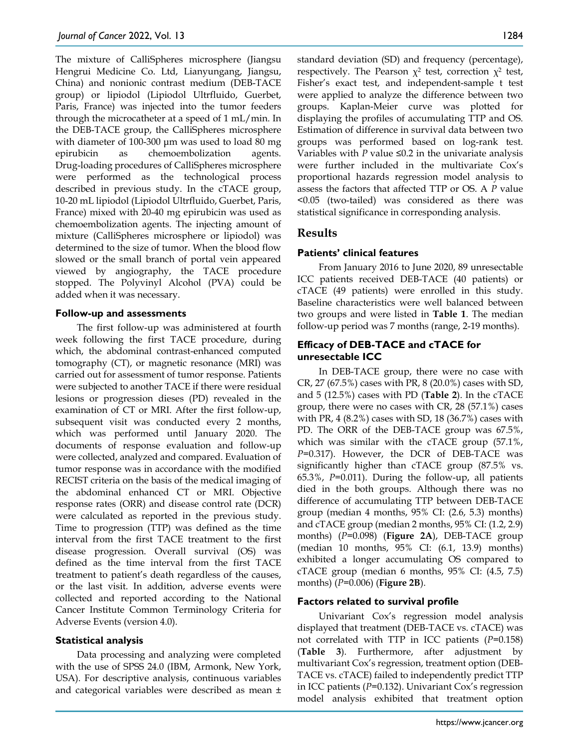The mixture of CalliSpheres microsphere (Jiangsu Hengrui Medicine Co. Ltd, Lianyungang, Jiangsu, China) and nonionic contrast medium (DEB-TACE group) or lipiodol (Lipiodol Ultrfluido, Guerbet, Paris, France) was injected into the tumor feeders through the microcatheter at a speed of 1 mL/min. In the DEB-TACE group, the CalliSpheres microsphere with diameter of 100-300 μm was used to load 80 mg epirubicin as chemoembolization agents. Drug-loading procedures of CalliSpheres microsphere were performed as the technological process described in previous study. In the cTACE group, 10-20 mL lipiodol (Lipiodol Ultrfluido, Guerbet, Paris, France) mixed with 20-40 mg epirubicin was used as chemoembolization agents. The injecting amount of mixture (CalliSpheres microsphere or lipiodol) was determined to the size of tumor. When the blood flow slowed or the small branch of portal vein appeared viewed by angiography, the TACE procedure stopped. The Polyvinyl Alcohol (PVA) could be added when it was necessary.

### Follow-up and assessments

The first follow-up was administered at fourth week following the first TACE procedure, during which, the abdominal contrast-enhanced computed tomography (CT), or magnetic resonance (MRI) was carried out for assessment of tumor response. Patients were subjected to another TACE if there were residual lesions or progression dieses (PD) revealed in the examination of CT or MRI. After the first follow-up, subsequent visit was conducted every 2 months, which was performed until January 2020. The documents of response evaluation and follow-up were collected, analyzed and compared. Evaluation of tumor response was in accordance with the modified RECIST criteria on the basis of the medical imaging of the abdominal enhanced CT or MRI. Objective response rates (ORR) and disease control rate (DCR) were calculated as reported in the previous study. Time to progression (TTP) was defined as the time interval from the first TACE treatment to the first disease progression. Overall survival (OS) was defined as the time interval from the first TACE treatment to patient's death regardless of the causes, or the last visit. In addition, adverse events were collected and reported according to the National Cancer Institute Common Terminology Criteria for Adverse Events (version 4.0).

### Statistical analysis

Data processing and analyzing were completed with the use of SPSS 24.0 (IBM, Armonk, New York, USA). For descriptive analysis, continuous variables and categorical variables were described as mean ± standard deviation (SD) and frequency (percentage), respectively. The Pearson $\chi^2$ test, correction $\chi^2$ test, Fisher's exact test, and independent-sample t test were applied to analyze the difference between two groups. Kaplan-Meier curve was plotted for displaying the profiles of accumulating TTP and OS. Estimation of difference in survival data between two groups was performed based on log-rank test. Variables with *P* value ≤0.2 in the univariate analysis were further included in the multivariate Cox's proportional hazards regression model analysis to assess the factors that affected TTP or OS. A *P* value <0.05 (two-tailed) was considered as there was statistical significance in corresponding analysis.

## Results

### Patients' clinical features

From January 2016 to June 2020, 89 unresectable ICC patients received DEB-TACE (40 patients) or cTACE (49 patients) were enrolled in this study. Baseline characteristics were well balanced between two groups and were listed in **Table 1**. The median follow-up period was 7 months (range, 2-19 months).

### Efficacy of DEB-TACE and cTACE for unresectable ICC

In DEB-TACE group, there were no case with CR, 27 (67.5%) cases with PR, 8 (20.0%) cases with SD, and 5 (12.5%) cases with PD (**Table 2**). In the cTACE group, there were no cases with CR, 28 (57.1%) cases with PR, 4 (8.2%) cases with SD, 18 (36.7%) cases with PD. The ORR of the DEB-TACE group was 67.5%, which was similar with the cTACE group (57.1%, *P*=0.317). However, the DCR of DEB-TACE was significantly higher than cTACE group (87.5% vs. 65.3%, *P*=0.011). During the follow-up, all patients died in the both groups. Although there was no difference of accumulating TTP between DEB-TACE group (median 4 months, 95% CI: (2.6, 5.3) months) and cTACE group (median 2 months, 95% CI: (1.2, 2.9) months) (*P*=0.098) (**Figure 2A**), DEB-TACE group (median 10 months, 95% CI: (6.1, 13.9) months) exhibited a longer accumulating OS compared to cTACE group (median 6 months, 95% CI: (4.5, 7.5) months) (*P*=0.006) (**Figure 2B**).

### Factors related to survival profile

Univariant Cox's regression model analysis displayed that treatment (DEB-TACE vs. cTACE) was not correlated with TTP in ICC patients (*P*=0.158) (**Table 3**). Furthermore, after adjustment by multivariant Cox's regression, treatment option (DEB-TACE vs. cTACE) failed to independently predict TTP in ICC patients (*P*=0.132). Univariant Cox's regression model analysis exhibited that treatment option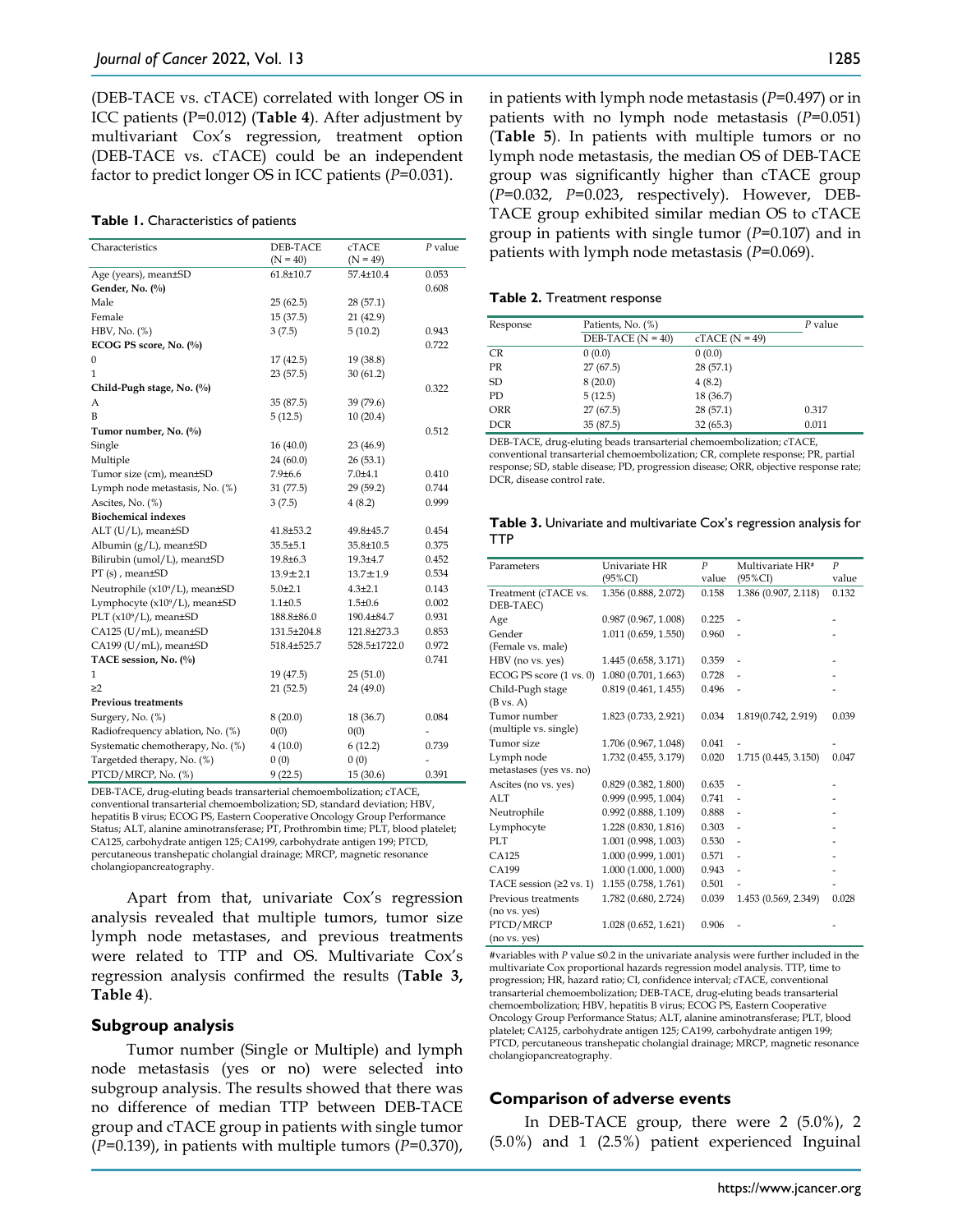(DEB-TACE vs. cTACE) correlated with longer OS in ICC patients (P=0.012) (**Table 4**). After adjustment by multivariant Cox's regression, treatment option (DEB-TACE vs. cTACE) could be an independent factor to predict longer OS in ICC patients (*P*=0.031).

**Table 1.** Characteristics of patients

| Characteristics | DEB-TACE (N = 40) | cTACE (N = 49) | *P* value |
|---|---|---|---|
| Age (years), mean±SD | 61.8±10.7 | 57.4±10.4 | 0.053 |
| **Gender, No. (%)** | | | 0.608 |
| Male | 25 (62.5) | 28 (57.1) | |
| Female | 15 (37.5) | 21 (42.9) | |
| HBV, No. (%) | 3 (7.5) | 5 (10.2) | 0.943 |
| **ECOG PS score, No. (%)** | | | 0.722 |
| 0 | 17 (42.5) | 19 (38.8) | |
| 1 | 23 (57.5) | 30 (61.2) | |
| **Child-Pugh stage, No. (%)** | | | 0.322 |
| A | 35 (87.5) | 39 (79.6) | |
| B | 5 (12.5) | 10 (20.4) | |
| **Tumor number, No. (%)** | | | 0.512 |
| Single | 16 (40.0) | 23 (46.9) | |
| Multiple | 24 (60.0) | 26 (53.1) | |
| Tumor size (cm), mean±SD | 7.9±6.6 | 7.0±4.1 | 0.410 |
| Lymph node metastasis, No. (%) | 31 (77.5) | 29 (59.2) | 0.744 |
| Ascites, No. (%) | 3 (7.5) | 4 (8.2) | 0.999 |
| **Biochemical indexes** | | | |
| ALT (U/L), mean±SD | 41.8±53.2 | 49.8±45.7 | 0.454 |
| Albumin (g/L), mean±SD | 35.5±5.1 | 35.8±10.5 | 0.375 |
| Bilirubin (umol/L), mean±SD | 19.8±6.3 | 19.3±4.7 | 0.452 |
| PT (s) , mean±SD | 13.9± 2.1 | 13.7± 1.9 | 0.534 |
| Neutrophile ($x10^9$/L), mean±SD | 5.0±2.1 | 4.3±2.1 | 0.143 |
| Lymphocyte ($x10^9$/L), mean±SD | 1.1±0.5 | 1.5±0.6 | 0.002 |
| PLT ($x10^9$/L), mean±SD | 188.8±86.0 | 190.4±84.7 | 0.931 |
| CA125 (U/mL), mean±SD | 131.5±204.8 | 121.8±273.3 | 0.853 |
| CA199 (U/mL), mean±SD | 518.4±525.7 | 528.5±1722.0 | 0.972 |
| **TACE session, No. (%)** | | | 0.741 |
| 1 | 19 (47.5) | 25 (51.0) | |
| ≥2 | 21 (52.5) | 24 (49.0) | |
| **Previous treatments** | | | |
| Surgery, No. (%) | 8 (20.0) | 18 (36.7) | 0.084 |
| Radiofrequency ablation, No. (%) | 0(0) | 0(0) | - |
| Systematic chemotherapy, No. (%) | 4 (10.0) | 6 (12.2) | 0.739 |
| Targetded therapy, No. (%) | 0 (0) | 0 (0) | - |
| PTCD/MRCP, No. (%) | 9 (22.5) | 15 (30.6) | 0.391 |

DEB-TACE, drug-eluting beads transarterial chemoembolization; cTACE, conventional transarterial chemoembolization; SD, standard deviation; HBV, hepatitis B virus; ECOG PS, Eastern Cooperative Oncology Group Performance Status; ALT, alanine aminotransferase; PT, Prothrombin time; PLT, blood platelet; CA125, carbohydrate antigen 125; CA199, carbohydrate antigen 199; PTCD, percutaneous transhepatic cholangial drainage; MRCP, magnetic resonance cholangiopancreatography.

Apart from that, univariate Cox's regression analysis revealed that multiple tumors, tumor size lymph node metastases, and previous treatments were related to TTP and OS. Multivariate Cox's regression analysis confirmed the results (**Table 3, Table 4**).

## Subgroup analysis

Tumor number (Single or Multiple) and lymph node metastasis (yes or no) were selected into subgroup analysis. The results showed that there was no difference of median TTP between DEB-TACE group and cTACE group in patients with single tumor (*P*=0.139), in patients with multiple tumors (*P*=0.370), in patients with lymph node metastasis (*P*=0.497) or in patients with no lymph node metastasis (*P*=0.051) (**Table 5**). In patients with multiple tumors or no lymph node metastasis, the median OS of DEB-TACE group was significantly higher than cTACE group (*P*=0.032, *P*=0.023, respectively). However, DEB-TACE group exhibited similar median OS to cTACE group in patients with single tumor (*P*=0.107) and in patients with lymph node metastasis (*P*=0.069).

**Table 2.** Treatment response

| Response | Patients, No. (%) | | *P* value |
|---|---|---|---|
| | DEB-TACE (N = 40) | cTACE (N = 49) | |
| CR | 0 (0.0) | 0 (0.0) | |
| PR | 27 (67.5) | 28 (57.1) | |
| SD | 8 (20.0) | 4 (8.2) | |
| PD | 5 (12.5) | 18 (36.7) | |
| ORR | 27 (67.5) | 28 (57.1) | 0.317 |
| DCR | 35 (87.5) | 32 (65.3) | 0.011 |

DEB-TACE, drug-eluting beads transarterial chemoembolization; cTACE, conventional transarterial chemoembolization; CR, complete response; PR, partial response; SD, stable disease; PD, progression disease; ORR, objective response rate; DCR, disease control rate.

**Table 3.** Univariate and multivariate Cox's regression analysis for TTP

| Parameters | Univariate HR (95%CI) | *P* value | Multivariate HR# (95%CI) | *P* value |
|---|---|---|---|---|
| Treatment (cTACE vs. DEB-TAEC) | 1.356 (0.888, 2.072) | 0.158 | 1.386 (0.907, 2.118) | 0.132 |
| Age | 0.987 (0.967, 1.008) | 0.225 | - | - |
| Gender (Female vs. male) | 1.011 (0.659, 1.550) | 0.960 | - | - |
| HBV (no vs. yes) | 1.445 (0.658, 3.171) | 0.359 | - | - |
| ECOG PS score (1 vs. 0) | 1.080 (0.701, 1.663) | 0.728 | - | - |
| Child-Pugh stage (B vs. A) | 0.819 (0.461, 1.455) | 0.496 | - | - |
| Tumor number (multiple vs. single) | 1.823 (0.733, 2.921) | 0.034 | 1.819(0.742, 2.919) | 0.039 |
| Tumor size | 1.706 (0.967, 1.048) | 0.041 | - | - |
| Lymph node metastases (yes vs. no) | 1.732 (0.455, 3.179) | 0.020 | 1.715 (0.445, 3.150) | 0.047 |
| Ascites (no vs. yes) | 0.829 (0.382, 1.800) | 0.635 | - | - |
| ALT | 0.999 (0.995, 1.004) | 0.741 | - | - |
| Neutrophile | 0.992 (0.888, 1.109) | 0.888 | - | - |
| Lymphocyte | 1.228 (0.830, 1.816) | 0.303 | - | - |
| PLT | 1.001 (0.998, 1.003) | 0.530 | - | - |
| CA125 | 1.000 (0.999, 1.001) | 0.571 | - | - |
| CA199 | 1.000 (1.000, 1.000) | 0.943 | - | - |
| TACE session (≥2 vs. 1) | 1.155 (0.758, 1.761) | 0.501 | - | - |
| Previous treatments (no vs. yes) | 1.782 (0.680, 2.724) | 0.039 | 1.453 (0.569, 2.349) | 0.028 |
| PTCD/MRCP (no vs. yes) | 1.028 (0.652, 1.621) | 0.906 | - | - |

#variables with *P* value ≤0.2 in the univariate analysis were further included in the multivariate Cox proportional hazards regression model analysis. TTP, time to progression; HR, hazard ratio; CI, confidence interval; cTACE, conventional transarterial chemoembolization; DEB-TACE, drug-eluting beads transarterial chemoembolization; HBV, hepatitis B virus; ECOG PS, Eastern Cooperative Oncology Group Performance Status; ALT, alanine aminotransferase; PLT, blood platelet; CA125, carbohydrate antigen 125; CA199, carbohydrate antigen 199; PTCD, percutaneous transhepatic cholangial drainage; MRCP, magnetic resonance cholangiopancreatography.

## Comparison of adverse events

In DEB-TACE group, there were 2 (5.0%), 2 (5.0%) and 1 (2.5%) patient experienced Inguinal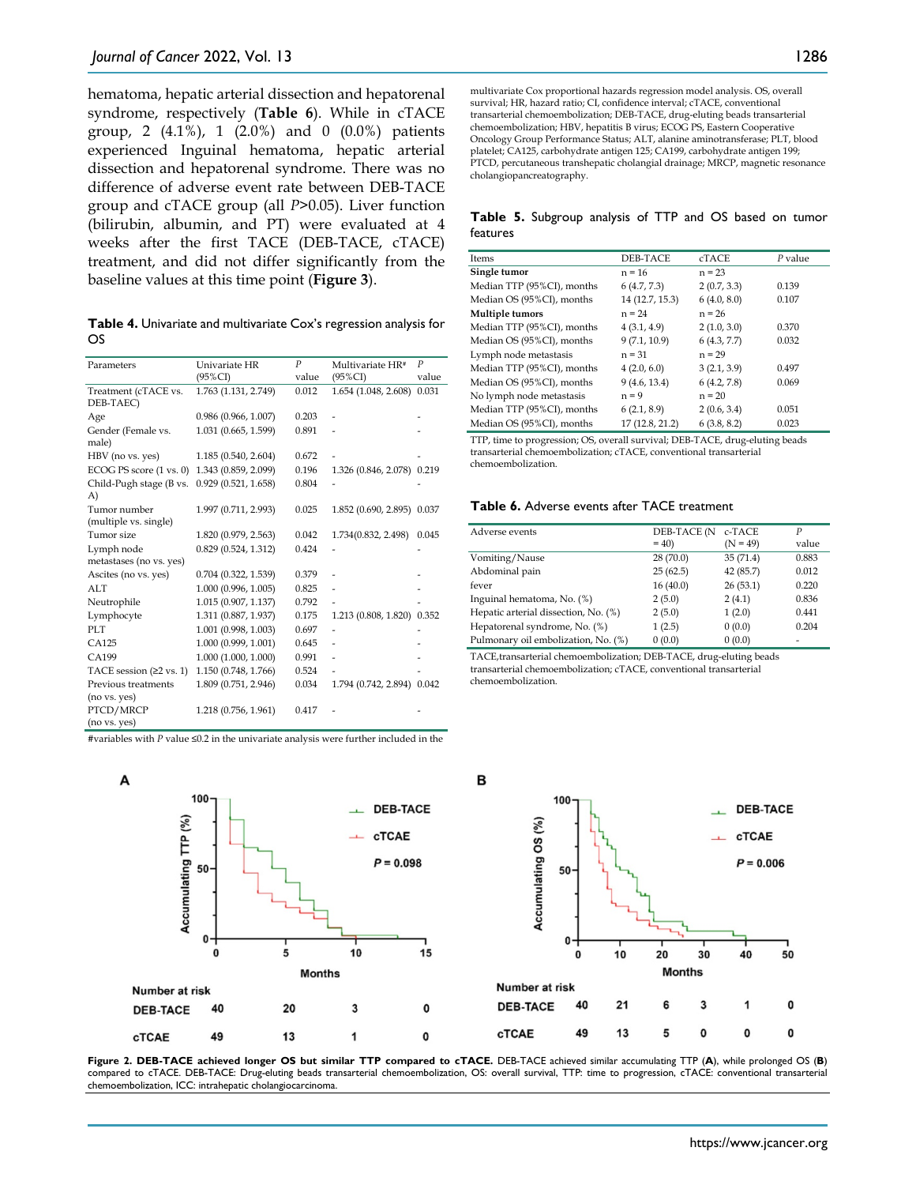hematoma, hepatic arterial dissection and hepatorenal syndrome, respectively (**Table 6**). While in cTACE group, 2 (4.1%), 1 (2.0%) and 0 (0.0%) patients experienced Inguinal hematoma, hepatic arterial dissection and hepatorenal syndrome. There was no difference of adverse event rate between DEB-TACE group and cTACE group (all *P*>0.05). Liver function (bilirubin, albumin, and PT) were evaluated at 4 weeks after the first TACE (DEB-TACE, cTACE) treatment, and did not differ significantly from the baseline values at this time point (**Figure 3**).

**Table 4.** Univariate and multivariate Cox's regression analysis for OS

| Parameters | Univariate HR (95%CI) | *P* value | Multivariate HR# (95%CI) | *P* value |
|---|---|---|---|---|
| Treatment (cTACE vs. DEB-TAEC) | 1.763 (1.131, 2.749) | 0.012 | 1.654 (1.048, 2.608) | 0.031 |
| Age | 0.986 (0.966, 1.007) | 0.203 | - | - |
| Gender (Female vs. male) | 1.031 (0.665, 1.599) | 0.891 | - | - |
| HBV (no vs. yes) | 1.185 (0.540, 2.604) | 0.672 | - | - |
| ECOG PS score (1 vs. 0) | 1.343 (0.859, 2.099) | 0.196 | 1.326 (0.846, 2.078) | 0.219 |
| Child-Pugh stage (B vs. A) | 0.929 (0.521, 1.658) | 0.804 | - | - |
| Tumor number (multiple vs. single) | 1.997 (0.711, 2.993) | 0.025 | 1.852 (0.690, 2.895) | 0.037 |
| Tumor size | 1.820 (0.979, 2.563) | 0.042 | 1.734(0.832, 2.498) | 0.045 |
| Lymph node metastases (no vs. yes) | 0.829 (0.524, 1.312) | 0.424 | - | - |
| Ascites (no vs. yes) | 0.704 (0.322, 1.539) | 0.379 | - | - |
| ALT | 1.000 (0.996, 1.005) | 0.825 | - | - |
| Neutrophile | 1.015 (0.907, 1.137) | 0.792 | - | - |
| Lymphocyte | 1.311 (0.887, 1.937) | 0.175 | 1.213 (0.808, 1.820) | 0.352 |
| PLT | 1.001 (0.998, 1.003) | 0.697 | - | - |
| CA125 | 1.000 (0.999, 1.001) | 0.645 | - | - |
| CA199 | 1.000 (1.000, 1.000) | 0.991 | - | - |
| TACE session (≥2 vs. 1) | 1.150 (0.748, 1.766) | 0.524 | - | - |
| Previous treatments (no vs. yes) | 1.809 (0.751, 2.946) | 0.034 | 1.794 (0.742, 2.894) | 0.042 |
| PTCD/MRCP (no vs. yes) | 1.218 (0.756, 1.961) | 0.417 | - | - |

#variables with *P* value ≤0.2 in the univariate analysis were further included in the multivariate Cox proportional hazards regression model analysis. OS, overall survival; HR, hazard ratio; CI, confidence interval; cTACE, conventional transarterial chemoembolization; DEB-TACE, drug-eluting beads transarterial chemoembolization; HBV, hepatitis B virus; ECOG PS, Eastern Cooperative Oncology Group Performance Status; ALT, alanine aminotransferase; PLT, blood platelet; CA125, carbohydrate antigen 125; CA199, carbohydrate antigen 199; PTCD, percutaneous transhepatic cholangial drainage; MRCP, magnetic resonance cholangiopancreatography.

**Table 5.** Subgroup analysis of TTP and OS based on tumor features

| Items | DEB-TACE | cTACE | *P* value |
|---|---|---|---|
| **Single tumor** | n = 16 | n = 23 | |
| Median TTP (95%CI), months | 6 (4.7, 7.3) | 2 (0.7, 3.3) | 0.139 |
| Median OS (95%CI), months | 14 (12.7, 15.3) | 6 (4.0, 8.0) | 0.107 |
| **Multiple tumors** | n = 24 | n = 26 | |
| Median TTP (95%CI), months | 4 (3.1, 4.9) | 2 (1.0, 3.0) | 0.370 |
| Median OS (95%CI), months | 9 (7.1, 10.9) | 6 (4.3, 7.7) | 0.032 |
| Lymph node metastasis | n = 31 | n = 29 | |
| Median TTP (95%CI), months | 4 (2.0, 6.0) | 3 (2.1, 3.9) | 0.497 |
| Median OS (95%CI), months | 9 (4.6, 13.4) | 6 (4.2, 7.8) | 0.069 |
| No lymph node metastasis | n = 9 | n = 20 | |
| Median TTP (95%CI), months | 6 (2.1, 8.9) | 2 (0.6, 3.4) | 0.051 |
| Median OS (95%CI), months | 17 (12.8, 21.2) | 6 (3.8, 8.2) | 0.023 |

TTP, time to progression; OS, overall survival; DEB-TACE, drug-eluting beads transarterial chemoembolization; cTACE, conventional transarterial chemoembolization.

**Table 6.** Adverse events after TACE treatment

| Adverse events | DEB-TACE (N = 40) | c-TACE (N = 49) | *P* value |
|---|---|---|---|
| Vomiting/Nause | 28 (70.0) | 35 (71.4) | 0.883 |
| Abdominal pain | 25 (62.5) | 42 (85.7) | 0.012 |
| fever | 16 (40.0) | 26 (53.1) | 0.220 |
| Inguinal hematoma, No. (%) | 2 (5.0) | 2 (4.1) | 0.836 |
| Hepatic arterial dissection, No. (%) | 2 (5.0) | 1 (2.0) | 0.441 |
| Hepatorenal syndrome, No. (%) | 1 (2.5) | 0 (0.0) | 0.204 |
| Pulmonary oil embolization, No. (%) | 0 (0.0) | 0 (0.0) | - |

TACE,transarterial chemoembolization; DEB-TACE, drug-eluting beads transarterial chemoembolization; cTACE, conventional transarterial chemoembolization.

A

Accumulating TTP (%)

DEB-TACE

cTCAE

*P* = 0.098

Months

Number at risk

DEB-TACE 40 20 3 0

cTCAE 49 13 1 0

B

Accumulating OS (%)

DEB-TACE

cTCAE

*P* = 0.006

Months

Number at risk

DEB-TACE 40 21 6 3 1 0

cTCAE 49 13 5 0 0 0

**Figure 2. DEB-TACE achieved longer OS but similar TTP compared to cTACE.** DEB-TACE achieved similar accumulating TTP (**A**), while prolonged OS (**B**) compared to cTACE. DEB-TACE: Drug-eluting beads transarterial chemoembolization, OS: overall survival, TTP: time to progression, cTACE: conventional transarterial chemoembolization, ICC: intrahepatic cholangiocarcinoma.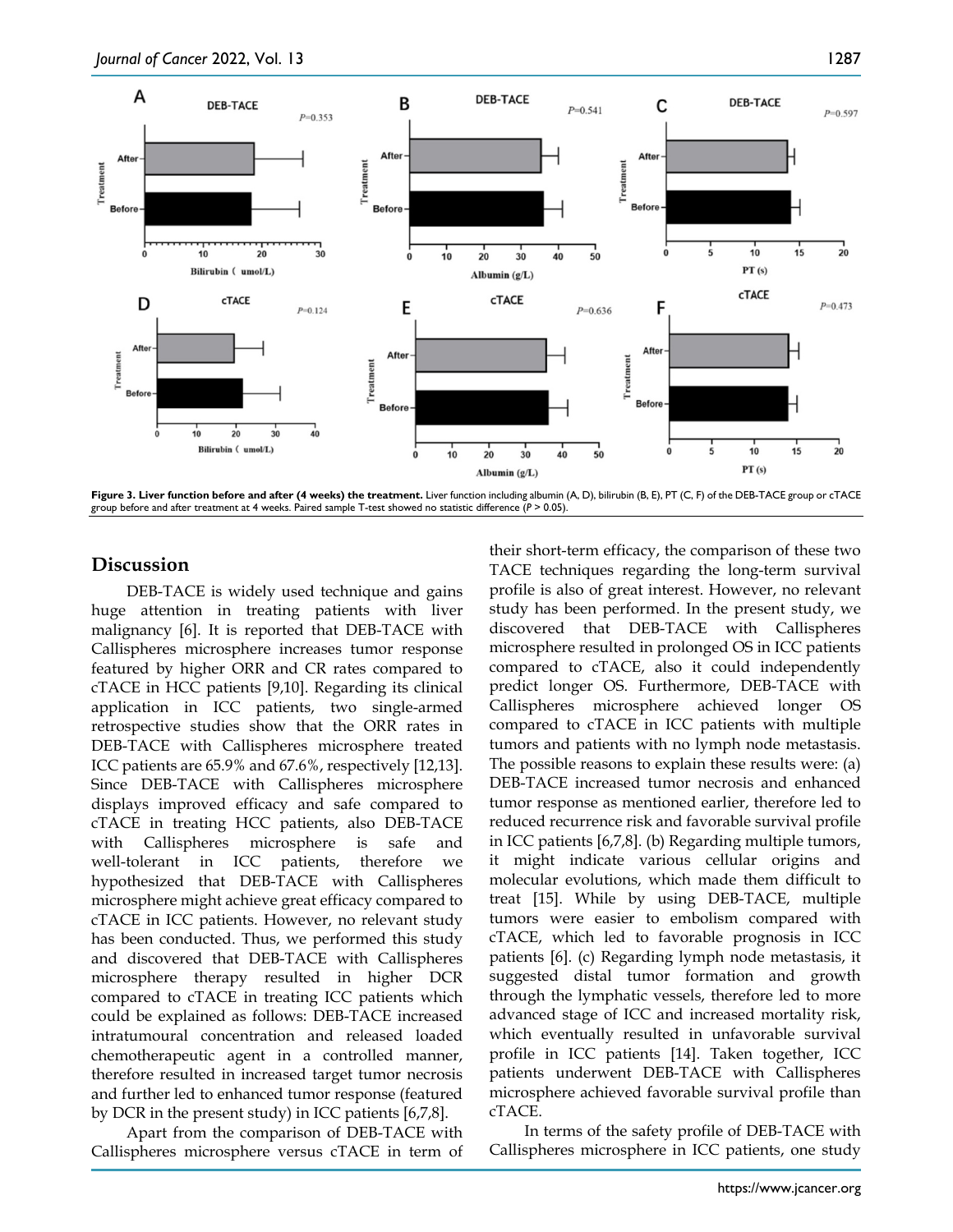A

DEB-TACE

P=0.353

Treatment

After

Before

0 10 20 30

Bilirubin（ umol/L)

B

DEB-TACE

P=0.541

Treatment

After

Before

0 10 20 30 40 50

Albumin (g/L)

C

DEB-TACE

P=0.597

Treatment

After

Before

0 5 10 15 20

PT (s)

D

cTACE

P=0.124

Treatment

After

Before

0 10 20 30 40

Bilirubin（ umol/L)

E

cTACE

P=0.636

Treatment

After

Before

0 10 20 30 40 50

Albumin (g/L)

F

cTACE

P=0.473

Treatment

After

Before

0 5 10 15 20

PT (s)

**Figure 3. Liver function before and after (4 weeks) the treatment.** Liver function including albumin (A, D), bilirubin (B, E), PT (C, F) of the DEB-TACE group or cTACE group before and after treatment at 4 weeks. Paired sample T-test showed no statistic difference ($P > 0.05$).

## Discussion

DEB-TACE is widely used technique and gains huge attention in treating patients with liver malignancy [6]. It is reported that DEB-TACE with Callispheres microsphere increases tumor response featured by higher ORR and CR rates compared to cTACE in HCC patients [9,10]. Regarding its clinical application in ICC patients, two single-armed retrospective studies show that the ORR rates in DEB-TACE with Callispheres microsphere treated ICC patients are 65.9% and 67.6%, respectively [12,13]. Since DEB-TACE with Callispheres microsphere displays improved efficacy and safe compared to cTACE in treating HCC patients, also DEB-TACE with Callispheres microsphere is safe and well-tolerant in ICC patients, therefore we hypothesized that DEB-TACE with Callispheres microsphere might achieve great efficacy compared to cTACE in ICC patients. However, no relevant study has been conducted. Thus, we performed this study and discovered that DEB-TACE with Callispheres microsphere therapy resulted in higher DCR compared to cTACE in treating ICC patients which could be explained as follows: DEB-TACE increased intratumoural concentration and released loaded chemotherapeutic agent in a controlled manner, therefore resulted in increased target tumor necrosis and further led to enhanced tumor response (featured by DCR in the present study) in ICC patients [6,7,8].

Apart from the comparison of DEB-TACE with Callispheres microsphere versus cTACE in term of their short-term efficacy, the comparison of these two TACE techniques regarding the long-term survival profile is also of great interest. However, no relevant study has been performed. In the present study, we discovered that DEB-TACE with Callispheres microsphere resulted in prolonged OS in ICC patients compared to cTACE, also it could independently predict longer OS. Furthermore, DEB-TACE with Callispheres microsphere achieved longer OS compared to cTACE in ICC patients with multiple tumors and patients with no lymph node metastasis. The possible reasons to explain these results were: (a) DEB-TACE increased tumor necrosis and enhanced tumor response as mentioned earlier, therefore led to reduced recurrence risk and favorable survival profile in ICC patients [6,7,8]. (b) Regarding multiple tumors, it might indicate various cellular origins and molecular evolutions, which made them difficult to treat [15]. While by using DEB-TACE, multiple tumors were easier to embolism compared with cTACE, which led to favorable prognosis in ICC patients [6]. (c) Regarding lymph node metastasis, it suggested distal tumor formation and growth through the lymphatic vessels, therefore led to more advanced stage of ICC and increased mortality risk, which eventually resulted in unfavorable survival profile in ICC patients [14]. Taken together, ICC patients underwent DEB-TACE with Callispheres microsphere achieved favorable survival profile than cTACE.

In terms of the safety profile of DEB-TACE with Callispheres microsphere in ICC patients, one study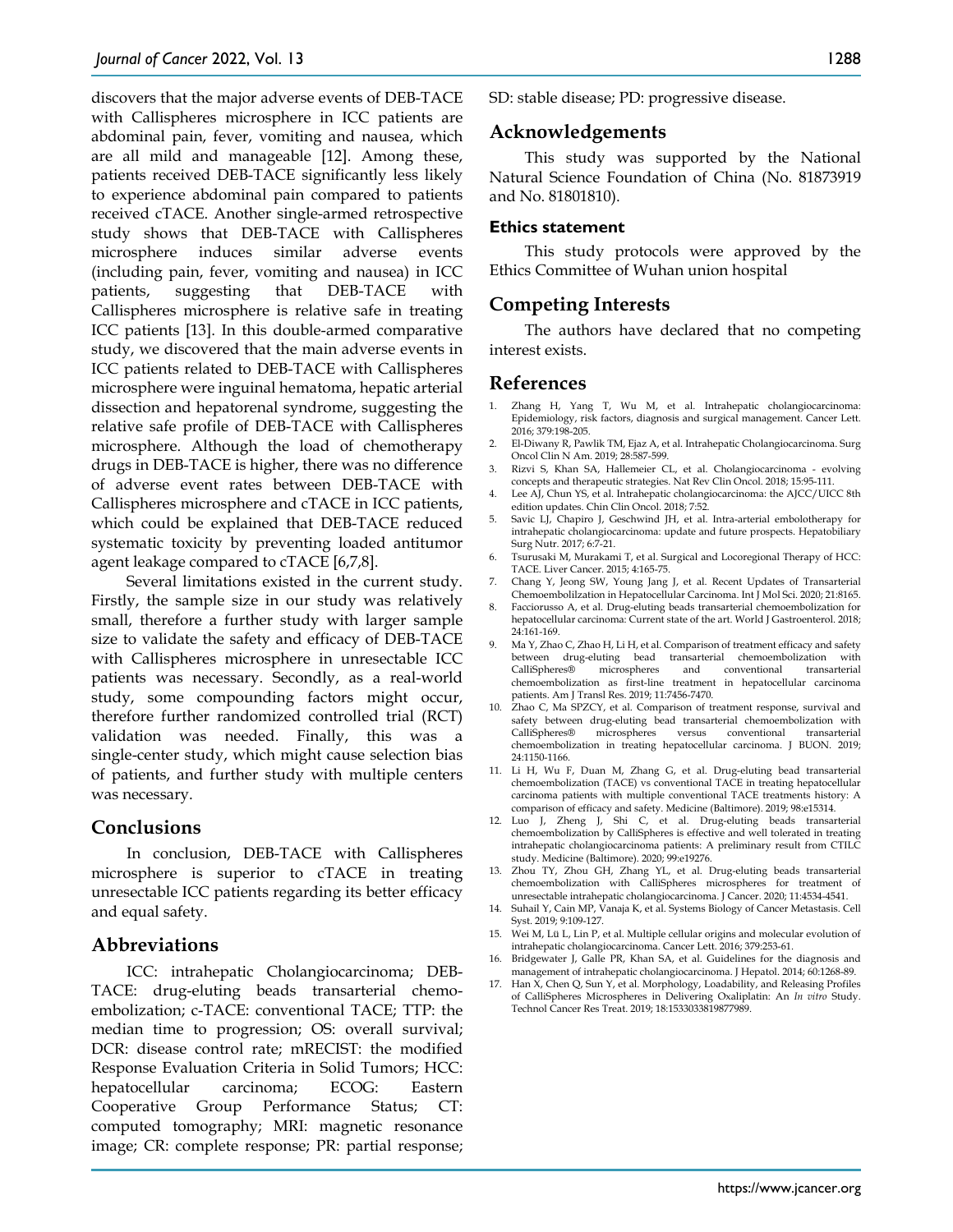discovers that the major adverse events of DEB-TACE with Callispheres microsphere in ICC patients are abdominal pain, fever, vomiting and nausea, which are all mild and manageable [12]. Among these, patients received DEB-TACE significantly less likely to experience abdominal pain compared to patients received cTACE. Another single-armed retrospective study shows that DEB-TACE with Callispheres microsphere induces similar adverse events (including pain, fever, vomiting and nausea) in ICC patients, suggesting that DEB-TACE with Callispheres microsphere is relative safe in treating ICC patients [13]. In this double-armed comparative study, we discovered that the main adverse events in ICC patients related to DEB-TACE with Callispheres microsphere were inguinal hematoma, hepatic arterial dissection and hepatorenal syndrome, suggesting the relative safe profile of DEB-TACE with Callispheres microsphere. Although the load of chemotherapy drugs in DEB-TACE is higher, there was no difference of adverse event rates between DEB-TACE with Callispheres microsphere and cTACE in ICC patients, which could be explained that DEB-TACE reduced systematic toxicity by preventing loaded antitumor agent leakage compared to cTACE [6,7,8].

Several limitations existed in the current study. Firstly, the sample size in our study was relatively small, therefore a further study with larger sample size to validate the safety and efficacy of DEB-TACE with Callispheres microsphere in unresectable ICC patients was necessary. Secondly, as a real-world study, some compounding factors might occur, therefore further randomized controlled trial (RCT) validation was needed. Finally, this was a single-center study, which might cause selection bias of patients, and further study with multiple centers was necessary.

## Conclusions

In conclusion, DEB-TACE with Callispheres microsphere is superior to cTACE in treating unresectable ICC patients regarding its better efficacy and equal safety.

## Abbreviations

ICC: intrahepatic Cholangiocarcinoma; DEB-TACE: drug-eluting beads transarterial chemo-embolization; c-TACE: conventional TACE; TTP: the median time to progression; OS: overall survival; DCR: disease control rate; mRECIST: the modified Response Evaluation Criteria in Solid Tumors; HCC: hepatocellular carcinoma; ECOG: Eastern Cooperative Group Performance Status; CT: computed tomography; MRI: magnetic resonance image; CR: complete response; PR: partial response; SD: stable disease; PD: progressive disease.

## Acknowledgements

This study was supported by the National Natural Science Foundation of China (No. 81873919 and No. 81801810).

### Ethics statement

This study protocols were approved by the Ethics Committee of Wuhan union hospital

## Competing Interests

The authors have declared that no competing interest exists.

## References

1. Zhang H, Yang T, Wu M, et al. Intrahepatic cholangiocarcinoma: Epidemiology, risk factors, diagnosis and surgical management. Cancer Lett. 2016; 379:198-205.
2. El-Diwany R, Pawlik TM, Ejaz A, et al. Intrahepatic Cholangiocarcinoma. Surg Oncol Clin N Am. 2019; 28:587-599.
3. Rizvi S, Khan SA, Hallemeier CL, et al. Cholangiocarcinoma - evolving concepts and therapeutic strategies. Nat Rev Clin Oncol. 2018; 15:95-111.
4. Lee AJ, Chun YS, et al. Intrahepatic cholangiocarcinoma: the AJCC/UICC 8th edition updates. Chin Clin Oncol. 2018; 7:52.
5. Savic LJ, Chapiro J, Geschwind JH, et al. Intra-arterial embolotherapy for intrahepatic cholangiocarcinoma: update and future prospects. Hepatobiliary Surg Nutr. 2017; 6:7-21.
6. Tsurusaki M, Murakami T, et al. Surgical and Locoregional Therapy of HCC: TACE. Liver Cancer. 2015; 4:165-75.
7. Chang Y, Jeong SW, Young Jang J, et al. Recent Updates of Transarterial Chemoembolilzation in Hepatocellular Carcinoma. Int J Mol Sci. 2020; 21:8165.
8. Facciorusso A, et al. Drug-eluting beads transarterial chemoembolization for hepatocellular carcinoma: Current state of the art. World J Gastroenterol. 2018; 24:161-169.
9. Ma Y, Zhao C, Zhao H, Li H, et al. Comparison of treatment efficacy and safety between drug-eluting bead transarterial chemoembolization with CalliSpheres® microspheres and conventional transarterial chemoembolization as first-line treatment in hepatocellular carcinoma patients. Am J Transl Res. 2019; 11:7456-7470.
10. Zhao C, Ma SPZCY, et al. Comparison of treatment response, survival and safety between drug-eluting bead transarterial chemoembolization with CalliSpheres® microspheres versus conventional transarterial chemoembolization in treating hepatocellular carcinoma. J BUON. 2019; 24:1150-1166.
11. Li H, Wu F, Duan M, Zhang G, et al. Drug-eluting bead transarterial chemoembolization (TACE) vs conventional TACE in treating hepatocellular carcinoma patients with multiple conventional TACE treatments history: A comparison of efficacy and safety. Medicine (Baltimore). 2019; 98:e15314.
12. Luo J, Zheng J, Shi C, et al. Drug-eluting beads transarterial chemoembolization by CalliSpheres is effective and well tolerated in treating intrahepatic cholangiocarcinoma patients: A preliminary result from CTILC study. Medicine (Baltimore). 2020; 99:e19276.
13. Zhou TY, Zhou GH, Zhang YL, et al. Drug-eluting beads transarterial chemoembolization with CalliSpheres microspheres for treatment of unresectable intrahepatic cholangiocarcinoma. J Cancer. 2020; 11:4534-4541.
14. Suhail Y, Cain MP, Vanaja K, et al. Systems Biology of Cancer Metastasis. Cell Syst. 2019; 9:109-127.
15. Wei M, Lü L, Lin P, et al. Multiple cellular origins and molecular evolution of intrahepatic cholangiocarcinoma. Cancer Lett. 2016; 379:253-61.
16. Bridgewater J, Galle PR, Khan SA, et al. Guidelines for the diagnosis and management of intrahepatic cholangiocarcinoma. J Hepatol. 2014; 60:1268-89.
17. Han X, Chen Q, Sun Y, et al. Morphology, Loadability, and Releasing Profiles of CalliSpheres Microspheres in Delivering Oxaliplatin: An *In vitro* Study. Technol Cancer Res Treat. 2019; 18:1533033819877989.